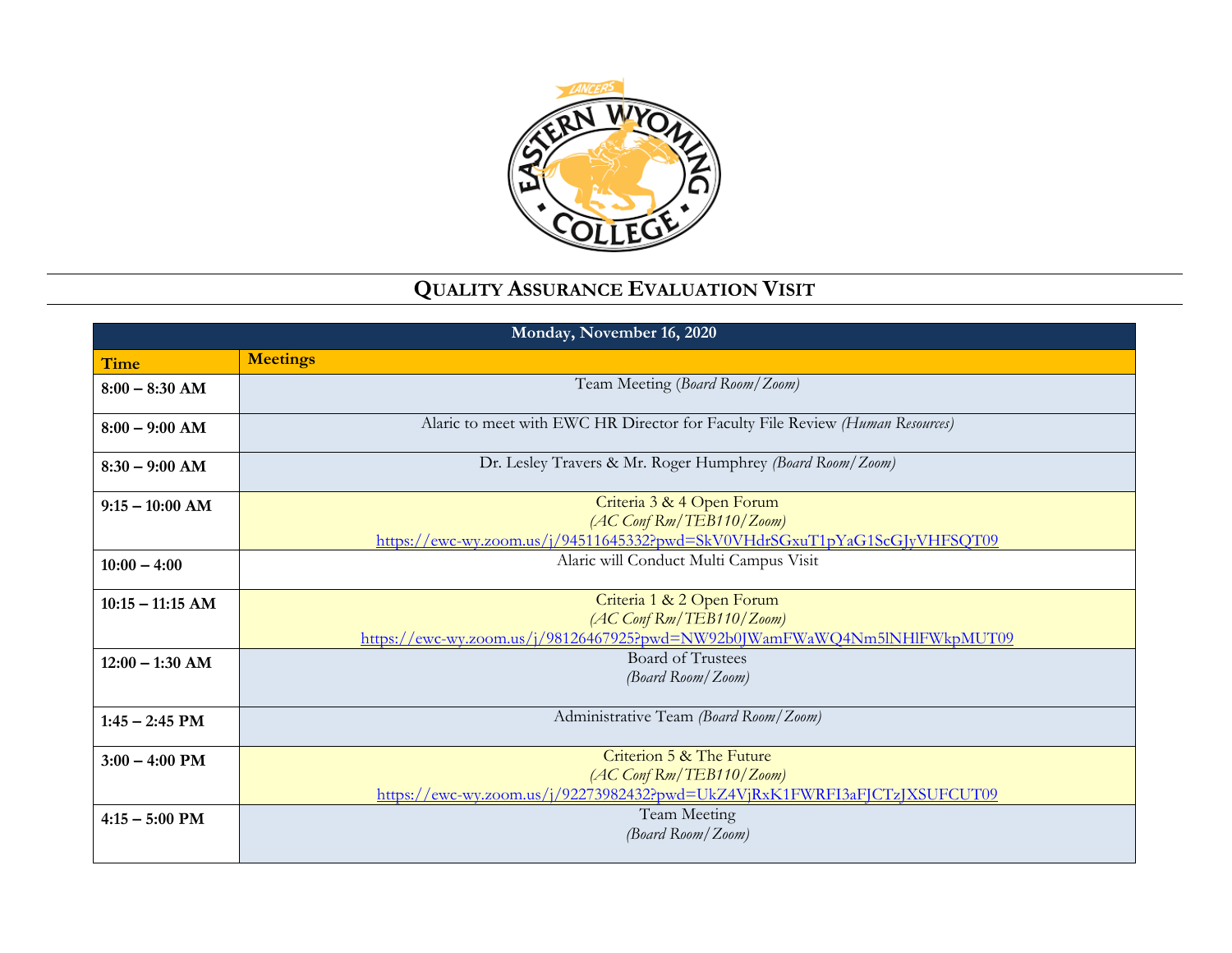# QUALITY ASSURANCE EVALUATION VISIT

| Monday, November 16, 2020 | |
|---|---|
| **Time** | **Meetings** |
| **8:00 – 8:30 AM** | Team Meeting *(Board Room/Zoom)* |
| **8:00 – 9:00 AM** | Alaric to meet with EWC HR Director for Faculty File Review *(Human Resources)* |
| **8:30 – 9:00 AM** | Dr. Lesley Travers & Mr. Roger Humphrey *(Board Room/Zoom)* |
| **9:15 – 10:00 AM** | Criteria 3 & 4 Open Forum<br>*(AC Conf Rm/TEB110/Zoom)*<br>https://ewc-wy.zoom.us/j/94511645332?pwd=SkV0VHdrSGxuT1pYaG1ScGJyVHFSQT09 |
| **10:00 – 4:00** | Alaric will Conduct Multi Campus Visit |
| **10:15 – 11:15 AM** | Criteria 1 & 2 Open Forum<br>*(AC Conf Rm/TEB110/Zoom)*<br>https://ewc-wy.zoom.us/j/98126467925?pwd=NW92b0JWamFWaWQ4Nm5lNHlFWkpMUT09 |
| **12:00 – 1:30 AM** | Board of Trustees<br>*(Board Room/Zoom)* |
| **1:45 – 2:45 PM** | Administrative Team *(Board Room/Zoom)* |
| **3:00 – 4:00 PM** | Criterion 5 & The Future<br>*(AC Conf Rm/TEB110/Zoom)*<br>https://ewc-wy.zoom.us/j/92273982432?pwd=UkZ4VjRxK1FWRFI3aFJCTzJXSUFCUT09 |
| **4:15 – 5:00 PM** | Team Meeting<br>*(Board Room/Zoom)* |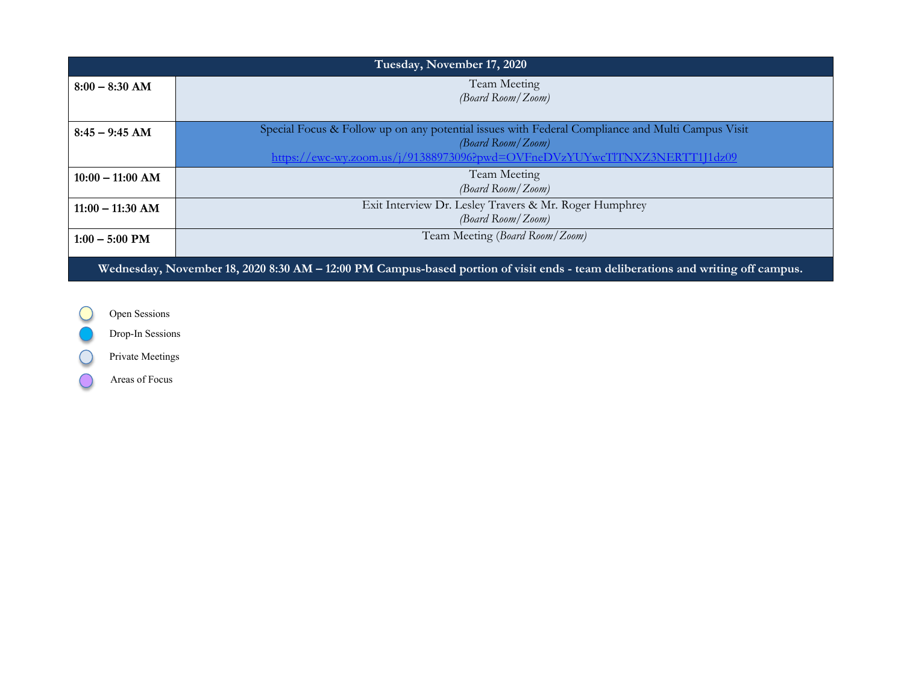| Tuesday, November 17, 2020 | |
|---|---|
| **8:00 – 8:30 AM** | Team Meeting *(Board Room/Zoom)* |
| **8:45 – 9:45 AM** | Special Focus & Follow up on any potential issues with Federal Compliance and Multi Campus Visit *(Board Room/Zoom)* https://ewc-wy.zoom.us/j/91388973096?pwd=OVFneDVzYUYwcTlTNXZ3NERTT1J1dz09 |
| **10:00 – 11:00 AM** | Team Meeting *(Board Room/Zoom)* |
| **11:00 – 11:30 AM** | Exit Interview Dr. Lesley Travers & Mr. Roger Humphrey *(Board Room/Zoom)* |
| **1:00 – 5:00 PM** | Team Meeting (*Board Room/Zoom)* |
| **Wednesday, November 18, 2020 8:30 AM – 12:00 PM Campus-based portion of visit ends - team deliberations and writing off campus.** | |

Open Sessions

Drop-In Sessions

Private Meetings

Areas of Focus